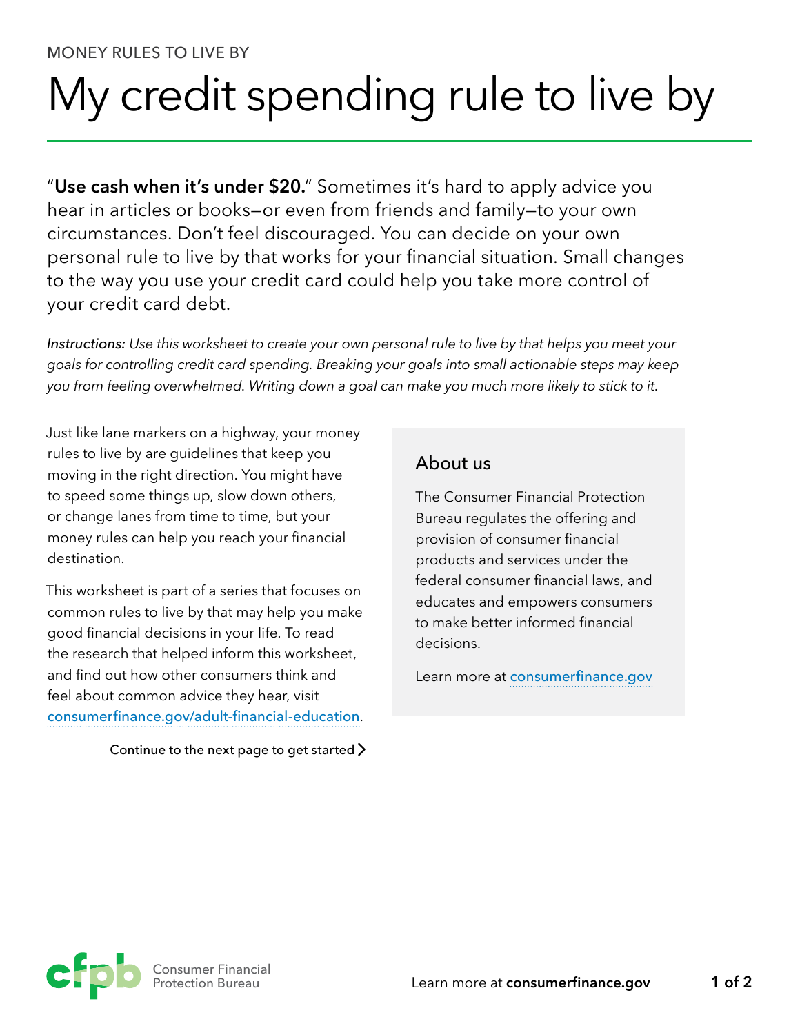MONEY RULES TO LIVE BY

# My credit spending rule to live by

"**Use cash when it's under $20.**" Sometimes it's hard to apply advice you hear in articles or books—or even from friends and family—to your own circumstances. Don't feel discouraged. You can decide on your own personal rule to live by that works for your financial situation. Small changes to the way you use your credit card could help you take more control of your credit card debt.

*Instructions: Use this worksheet to create your own personal rule to live by that helps you meet your goals for controlling credit card spending. Breaking your goals into small actionable steps may keep you from feeling overwhelmed. Writing down a goal can make you much more likely to stick to it.*

Just like lane markers on a highway, your money rules to live by are guidelines that keep you moving in the right direction. You might have to speed some things up, slow down others, or change lanes from time to time, but your money rules can help you reach your financial destination.

This worksheet is part of a series that focuses on common rules to live by that may help you make good financial decisions in your life. To read the research that helped inform this worksheet, and find out how other consumers think and feel about common advice they hear, visit consumerfinance.gov/adult-financial-education.

Continue to the next page to get started >

## About us

The Consumer Financial Protection Bureau regulates the offering and provision of consumer financial products and services under the federal consumer financial laws, and educates and empowers consumers to make better informed financial decisions.

Learn more at consumerfinance.gov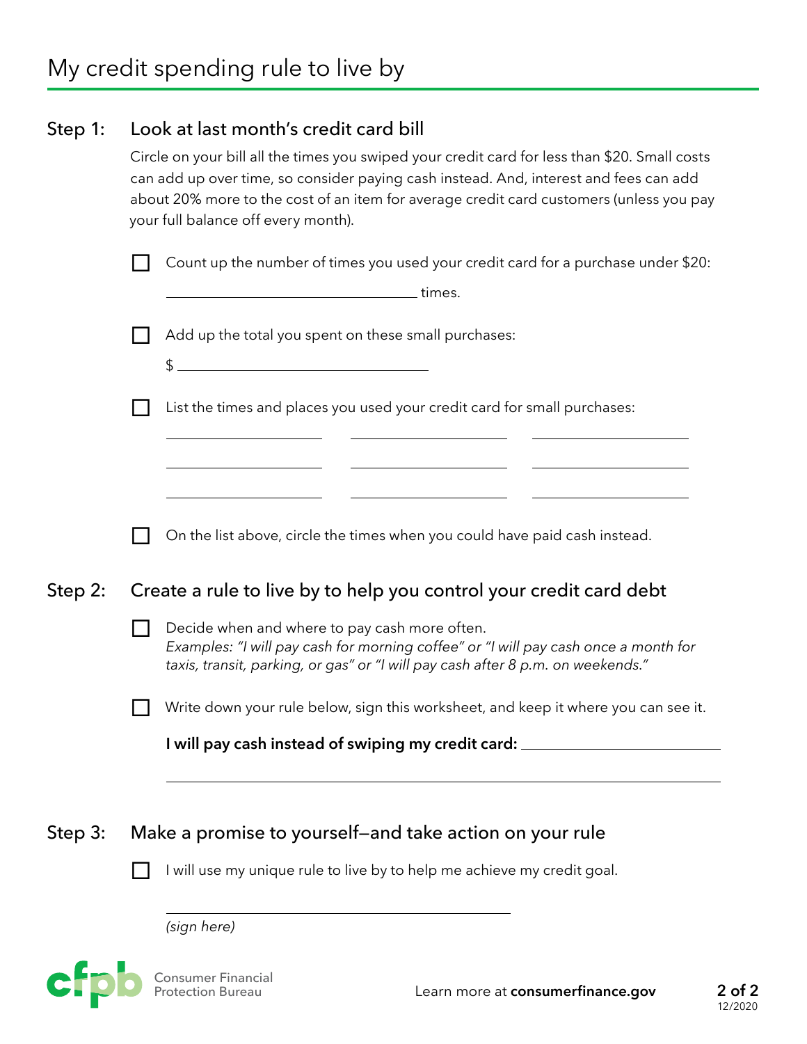# My credit spending rule to live by

## Step 1: Look at last month's credit card bill

Circle on your bill all the times you swiped your credit card for less than $20. Small costs can add up over time, so consider paying cash instead. And, interest and fees can add about 20% more to the cost of an item for average credit card customers (unless you pay your full balance off every month).

- ☐ Count up the number of times you used your credit card for a purchase under $20:

  ________________________ times.

- ☐ Add up the total you spent on these small purchases:

  $ ________________________

- ☐ List the times and places you used your credit card for small purchases:

  ________________ ________________ ________________

  ________________ ________________ ________________

  ________________ ________________ ________________

- ☐ On the list above, circle the times when you could have paid cash instead.

## Step 2: Create a rule to live by to help you control your credit card debt

- ☐ Decide when and where to pay cash more often.
  *Examples: "I will pay cash for morning coffee" or "I will pay cash once a month for taxis, transit, parking, or gas" or "I will pay cash after 8 p.m. on weekends."*

- ☐ Write down your rule below, sign this worksheet, and keep it where you can see it.

  **I will pay cash instead of swiping my credit card:** ________________________

  ________________________________________________

## Step 3: Make a promise to yourself—and take action on your rule

- ☐ I will use my unique rule to live by to help me achieve my credit goal.

________________________________

*(sign here)*

Consumer Financial Protection Bureau

Learn more at **consumerfinance.gov**

12/2020